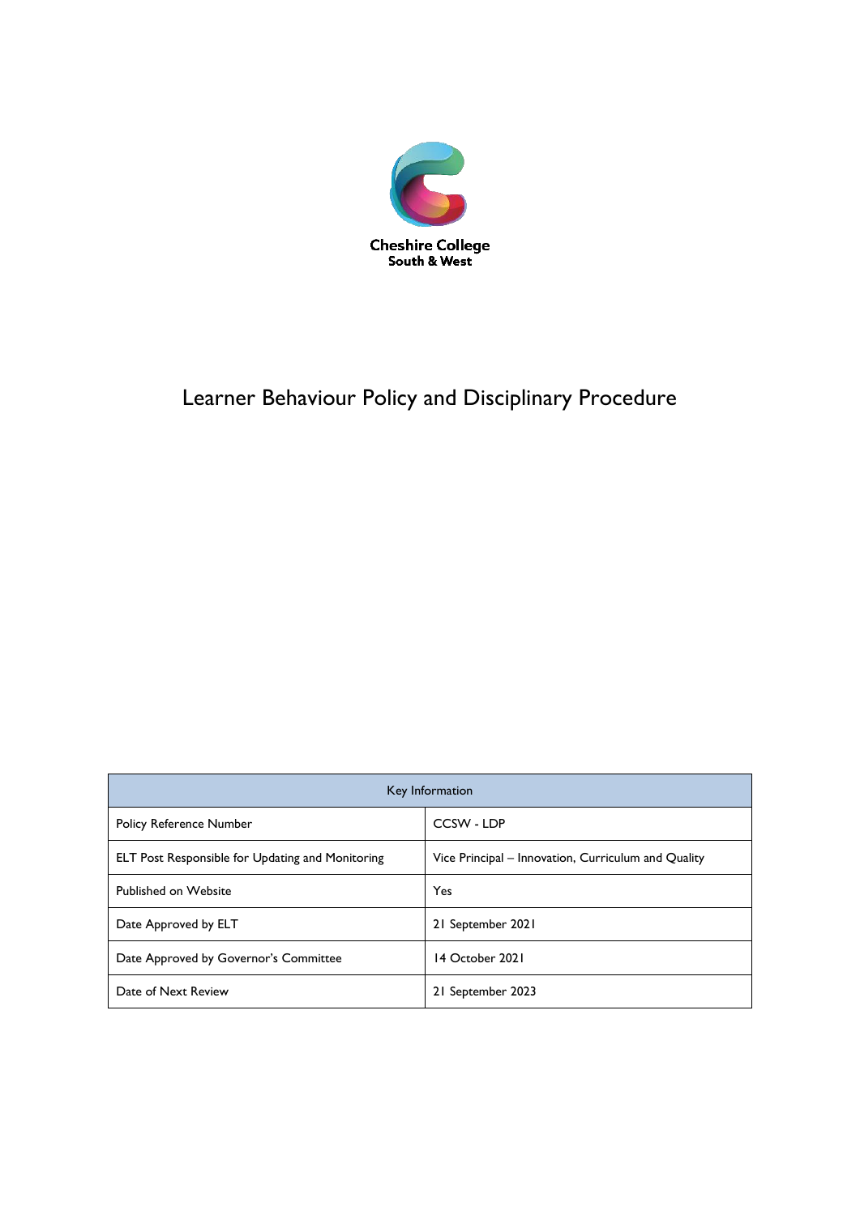Cheshire College
South & West

# Learner Behaviour Policy and Disciplinary Procedure

| Key Information | |
|---|---|
| Policy Reference Number | CCSW - LDP |
| ELT Post Responsible for Updating and Monitoring | Vice Principal – Innovation, Curriculum and Quality |
| Published on Website | Yes |
| Date Approved by ELT | 21 September 2021 |
| Date Approved by Governor's Committee | 14 October 2021 |
| Date of Next Review | 21 September 2023 |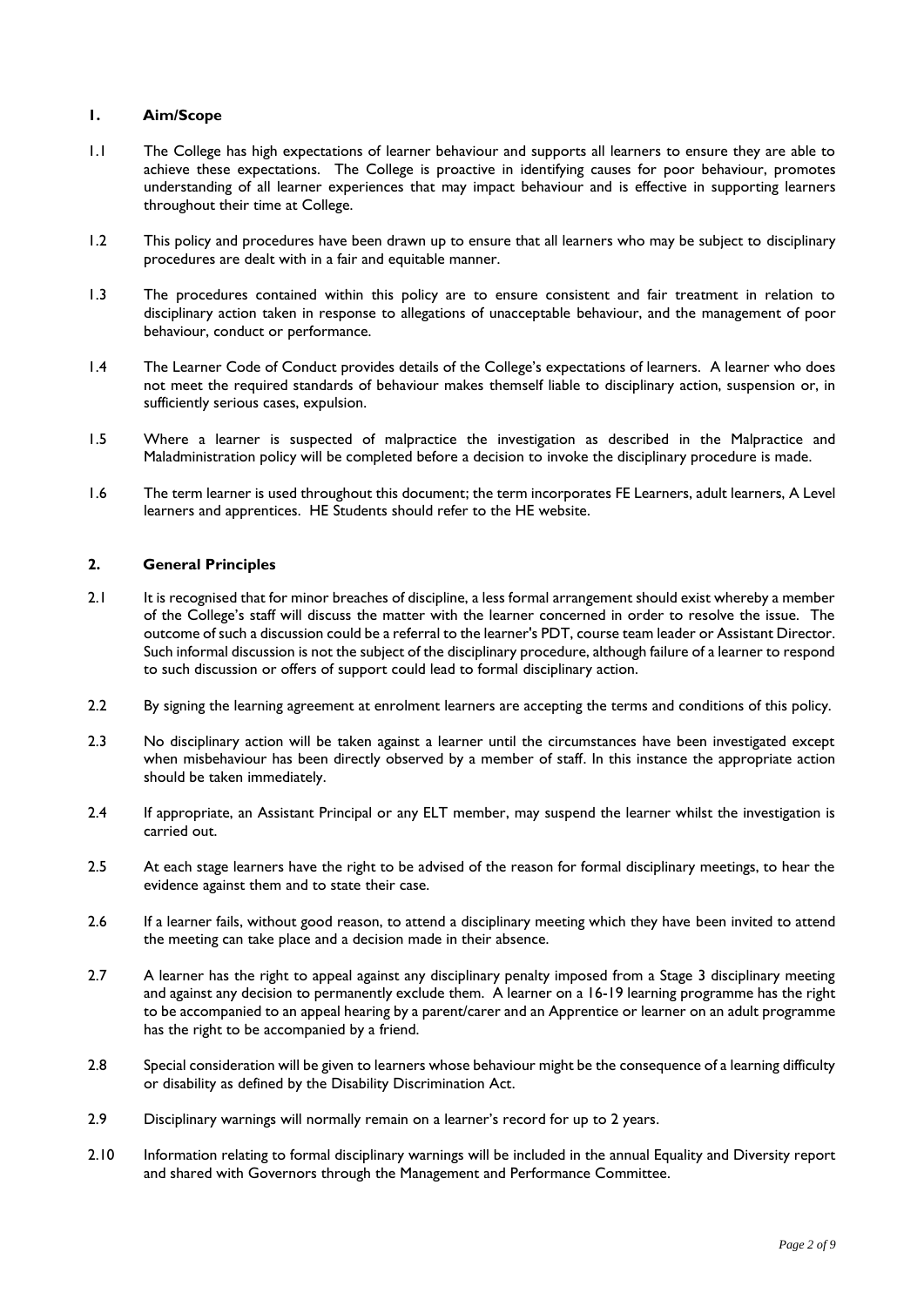## 1. Aim/Scope

1.1 The College has high expectations of learner behaviour and supports all learners to ensure they are able to achieve these expectations. The College is proactive in identifying causes for poor behaviour, promotes understanding of all learner experiences that may impact behaviour and is effective in supporting learners throughout their time at College.

1.2 This policy and procedures have been drawn up to ensure that all learners who may be subject to disciplinary procedures are dealt with in a fair and equitable manner.

1.3 The procedures contained within this policy are to ensure consistent and fair treatment in relation to disciplinary action taken in response to allegations of unacceptable behaviour, and the management of poor behaviour, conduct or performance.

1.4 The Learner Code of Conduct provides details of the College's expectations of learners. A learner who does not meet the required standards of behaviour makes themself liable to disciplinary action, suspension or, in sufficiently serious cases, expulsion.

1.5 Where a learner is suspected of malpractice the investigation as described in the Malpractice and Maladministration policy will be completed before a decision to invoke the disciplinary procedure is made.

1.6 The term learner is used throughout this document; the term incorporates FE Learners, adult learners, A Level learners and apprentices. HE Students should refer to the HE website.

## 2. General Principles

2.1 It is recognised that for minor breaches of discipline, a less formal arrangement should exist whereby a member of the College's staff will discuss the matter with the learner concerned in order to resolve the issue. The outcome of such a discussion could be a referral to the learner's PDT, course team leader or Assistant Director. Such informal discussion is not the subject of the disciplinary procedure, although failure of a learner to respond to such discussion or offers of support could lead to formal disciplinary action.

2.2 By signing the learning agreement at enrolment learners are accepting the terms and conditions of this policy.

2.3 No disciplinary action will be taken against a learner until the circumstances have been investigated except when misbehaviour has been directly observed by a member of staff. In this instance the appropriate action should be taken immediately.

2.4 If appropriate, an Assistant Principal or any ELT member, may suspend the learner whilst the investigation is carried out.

2.5 At each stage learners have the right to be advised of the reason for formal disciplinary meetings, to hear the evidence against them and to state their case.

2.6 If a learner fails, without good reason, to attend a disciplinary meeting which they have been invited to attend the meeting can take place and a decision made in their absence.

2.7 A learner has the right to appeal against any disciplinary penalty imposed from a Stage 3 disciplinary meeting and against any decision to permanently exclude them. A learner on a 16-19 learning programme has the right to be accompanied to an appeal hearing by a parent/carer and an Apprentice or learner on an adult programme has the right to be accompanied by a friend.

2.8 Special consideration will be given to learners whose behaviour might be the consequence of a learning difficulty or disability as defined by the Disability Discrimination Act.

2.9 Disciplinary warnings will normally remain on a learner's record for up to 2 years.

2.10 Information relating to formal disciplinary warnings will be included in the annual Equality and Diversity report and shared with Governors through the Management and Performance Committee.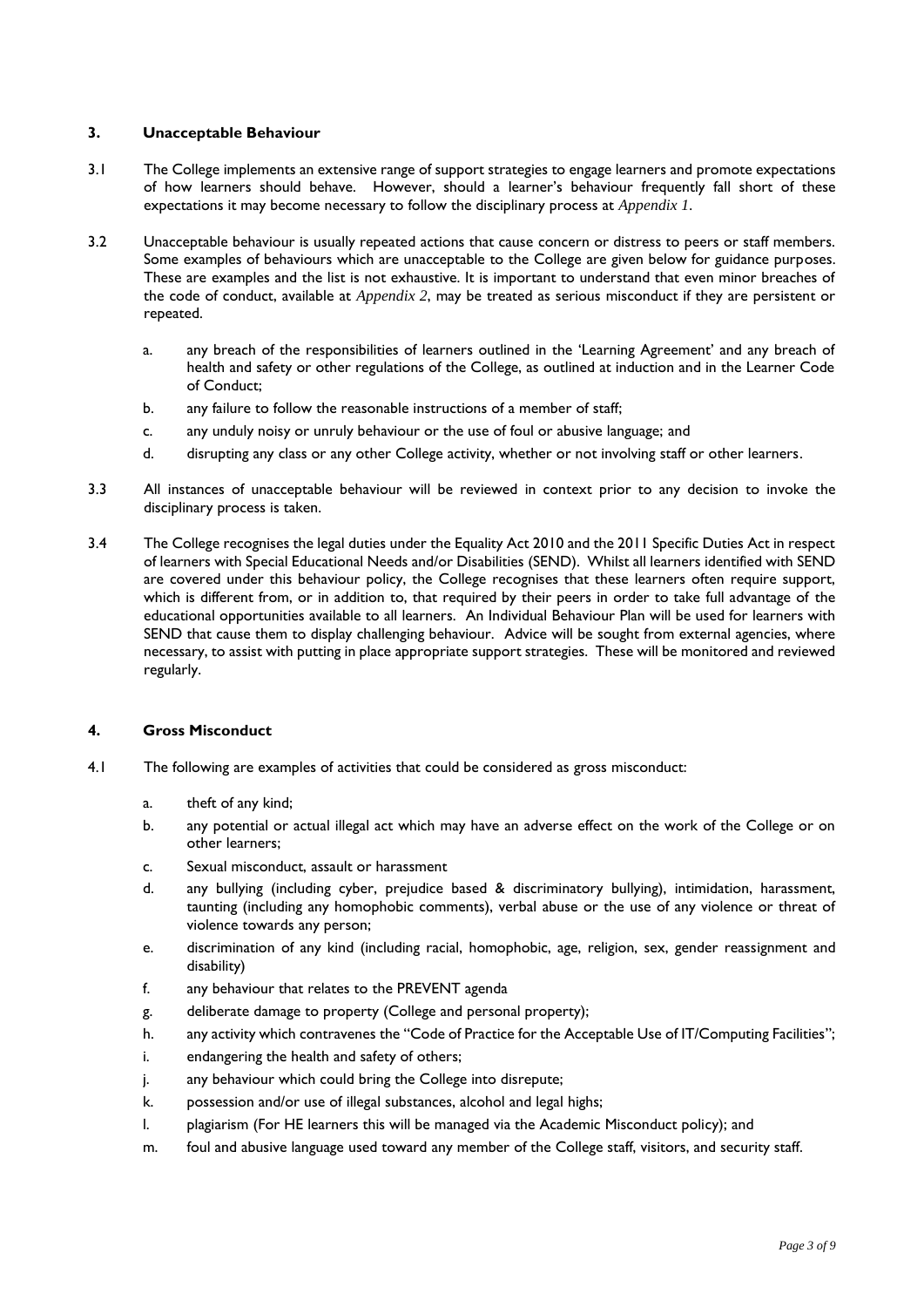## 3. Unacceptable Behaviour

3.1 The College implements an extensive range of support strategies to engage learners and promote expectations of how learners should behave. However, should a learner's behaviour frequently fall short of these expectations it may become necessary to follow the disciplinary process at *Appendix 1*.

3.2 Unacceptable behaviour is usually repeated actions that cause concern or distress to peers or staff members. Some examples of behaviours which are unacceptable to the College are given below for guidance purposes. These are examples and the list is not exhaustive. It is important to understand that even minor breaches of the code of conduct, available at *Appendix 2*, may be treated as serious misconduct if they are persistent or repeated.

a. any breach of the responsibilities of learners outlined in the 'Learning Agreement' and any breach of health and safety or other regulations of the College, as outlined at induction and in the Learner Code of Conduct;

b. any failure to follow the reasonable instructions of a member of staff;

c. any unduly noisy or unruly behaviour or the use of foul or abusive language; and

d. disrupting any class or any other College activity, whether or not involving staff or other learners.

3.3 All instances of unacceptable behaviour will be reviewed in context prior to any decision to invoke the disciplinary process is taken.

3.4 The College recognises the legal duties under the Equality Act 2010 and the 2011 Specific Duties Act in respect of learners with Special Educational Needs and/or Disabilities (SEND). Whilst all learners identified with SEND are covered under this behaviour policy, the College recognises that these learners often require support, which is different from, or in addition to, that required by their peers in order to take full advantage of the educational opportunities available to all learners. An Individual Behaviour Plan will be used for learners with SEND that cause them to display challenging behaviour. Advice will be sought from external agencies, where necessary, to assist with putting in place appropriate support strategies. These will be monitored and reviewed regularly.

## 4. Gross Misconduct

4.1 The following are examples of activities that could be considered as gross misconduct:

a. theft of any kind;

b. any potential or actual illegal act which may have an adverse effect on the work of the College or on other learners;

c. Sexual misconduct, assault or harassment

d. any bullying (including cyber, prejudice based & discriminatory bullying), intimidation, harassment, taunting (including any homophobic comments), verbal abuse or the use of any violence or threat of violence towards any person;

e. discrimination of any kind (including racial, homophobic, age, religion, sex, gender reassignment and disability)

f. any behaviour that relates to the PREVENT agenda

g. deliberate damage to property (College and personal property);

h. any activity which contravenes the "Code of Practice for the Acceptable Use of IT/Computing Facilities";

i. endangering the health and safety of others;

j. any behaviour which could bring the College into disrepute;

k. possession and/or use of illegal substances, alcohol and legal highs;

l. plagiarism (For HE learners this will be managed via the Academic Misconduct policy); and

m. foul and abusive language used toward any member of the College staff, visitors, and security staff.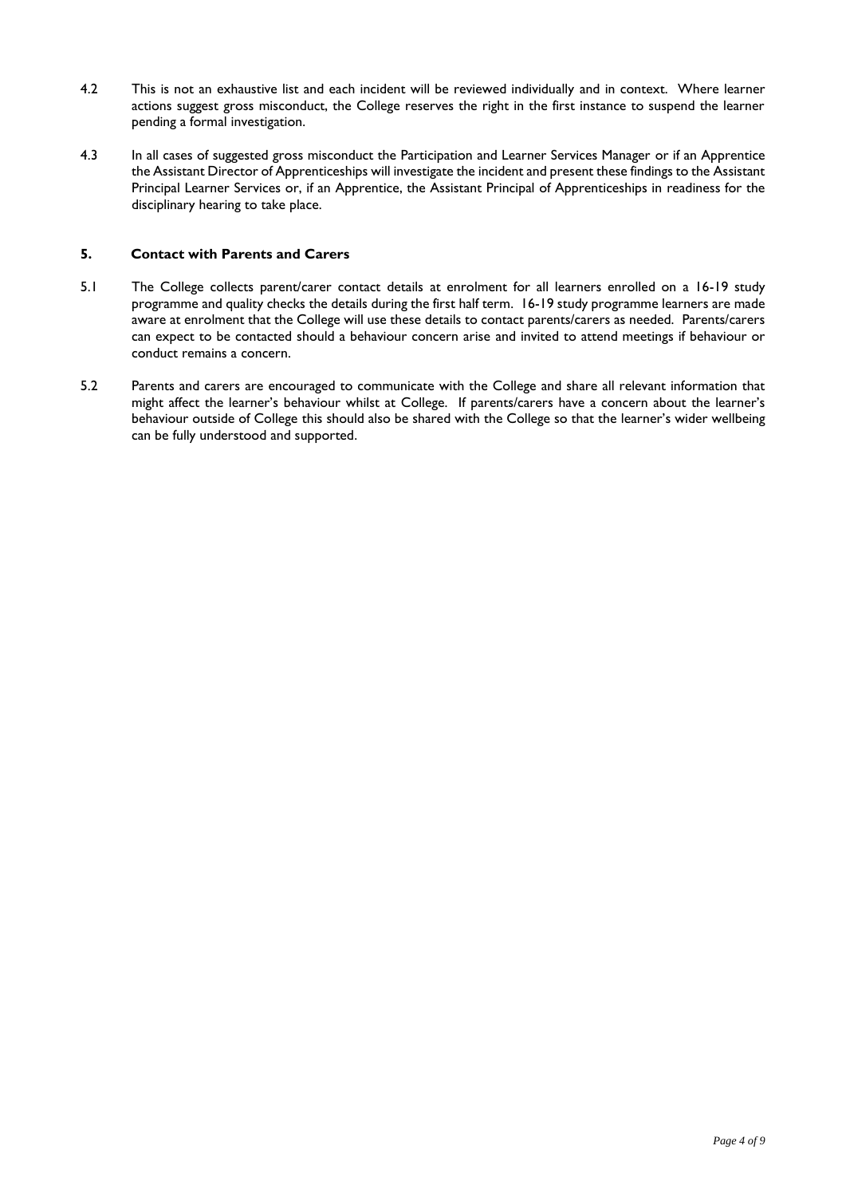4.2 This is not an exhaustive list and each incident will be reviewed individually and in context. Where learner actions suggest gross misconduct, the College reserves the right in the first instance to suspend the learner pending a formal investigation.

4.3 In all cases of suggested gross misconduct the Participation and Learner Services Manager or if an Apprentice the Assistant Director of Apprenticeships will investigate the incident and present these findings to the Assistant Principal Learner Services or, if an Apprentice, the Assistant Principal of Apprenticeships in readiness for the disciplinary hearing to take place.

## 5. Contact with Parents and Carers

5.1 The College collects parent/carer contact details at enrolment for all learners enrolled on a 16-19 study programme and quality checks the details during the first half term. 16-19 study programme learners are made aware at enrolment that the College will use these details to contact parents/carers as needed. Parents/carers can expect to be contacted should a behaviour concern arise and invited to attend meetings if behaviour or conduct remains a concern.

5.2 Parents and carers are encouraged to communicate with the College and share all relevant information that might affect the learner's behaviour whilst at College. If parents/carers have a concern about the learner's behaviour outside of College this should also be shared with the College so that the learner's wider wellbeing can be fully understood and supported.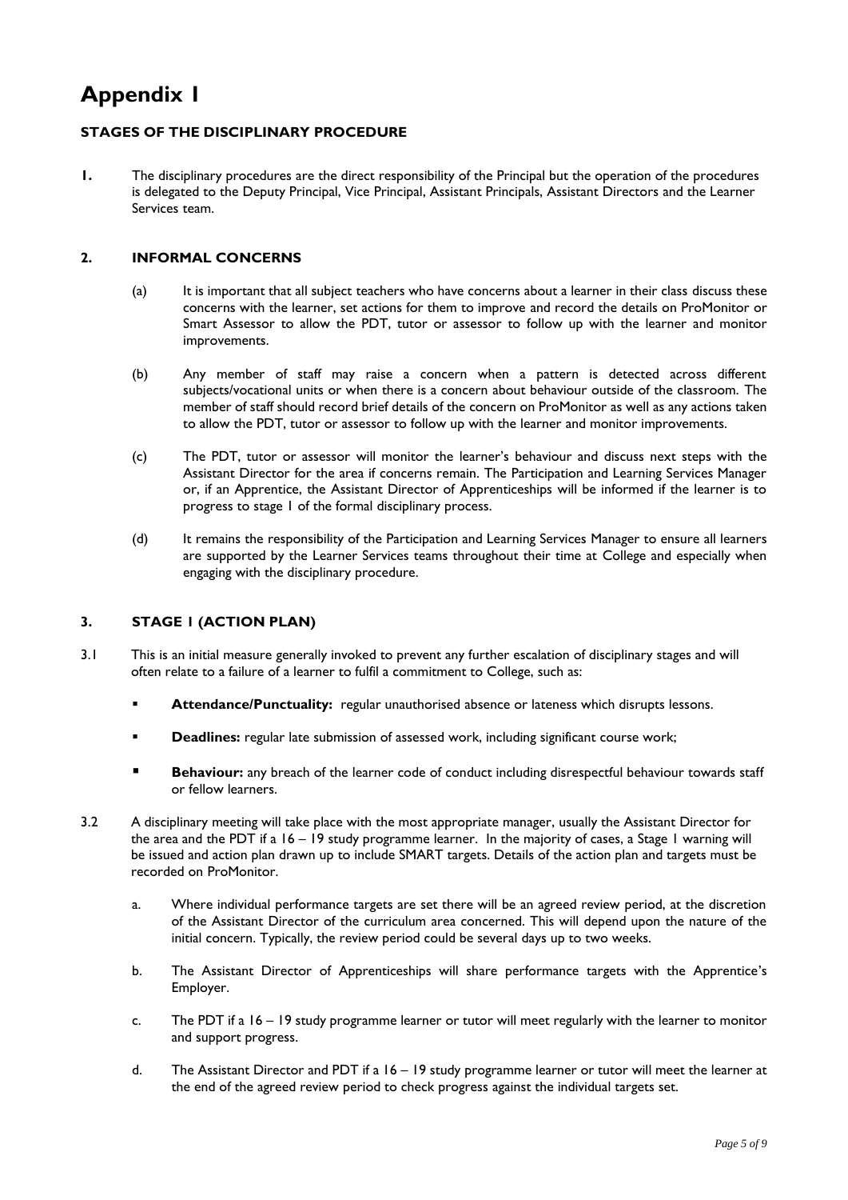# Appendix 1

**STAGES OF THE DISCIPLINARY PROCEDURE**

**1.** The disciplinary procedures are the direct responsibility of the Principal but the operation of the procedures is delegated to the Deputy Principal, Vice Principal, Assistant Principals, Assistant Directors and the Learner Services team.

**2. INFORMAL CONCERNS**

(a) It is important that all subject teachers who have concerns about a learner in their class discuss these concerns with the learner, set actions for them to improve and record the details on ProMonitor or Smart Assessor to allow the PDT, tutor or assessor to follow up with the learner and monitor improvements.

(b) Any member of staff may raise a concern when a pattern is detected across different subjects/vocational units or when there is a concern about behaviour outside of the classroom. The member of staff should record brief details of the concern on ProMonitor as well as any actions taken to allow the PDT, tutor or assessor to follow up with the learner and monitor improvements.

(c) The PDT, tutor or assessor will monitor the learner's behaviour and discuss next steps with the Assistant Director for the area if concerns remain. The Participation and Learning Services Manager or, if an Apprentice, the Assistant Director of Apprenticeships will be informed if the learner is to progress to stage 1 of the formal disciplinary process.

(d) It remains the responsibility of the Participation and Learning Services Manager to ensure all learners are supported by the Learner Services teams throughout their time at College and especially when engaging with the disciplinary procedure.

**3. STAGE 1 (ACTION PLAN)**

3.1 This is an initial measure generally invoked to prevent any further escalation of disciplinary stages and will often relate to a failure of a learner to fulfil a commitment to College, such as:

- **Attendance/Punctuality:** regular unauthorised absence or lateness which disrupts lessons.
- **Deadlines:** regular late submission of assessed work, including significant course work;
- **Behaviour:** any breach of the learner code of conduct including disrespectful behaviour towards staff or fellow learners.

3.2 A disciplinary meeting will take place with the most appropriate manager, usually the Assistant Director for the area and the PDT if a 16 – 19 study programme learner. In the majority of cases, a Stage 1 warning will be issued and action plan drawn up to include SMART targets. Details of the action plan and targets must be recorded on ProMonitor.

a. Where individual performance targets are set there will be an agreed review period, at the discretion of the Assistant Director of the curriculum area concerned. This will depend upon the nature of the initial concern. Typically, the review period could be several days up to two weeks.

b. The Assistant Director of Apprenticeships will share performance targets with the Apprentice's Employer.

c. The PDT if a 16 – 19 study programme learner or tutor will meet regularly with the learner to monitor and support progress.

d. The Assistant Director and PDT if a 16 – 19 study programme learner or tutor will meet the learner at the end of the agreed review period to check progress against the individual targets set.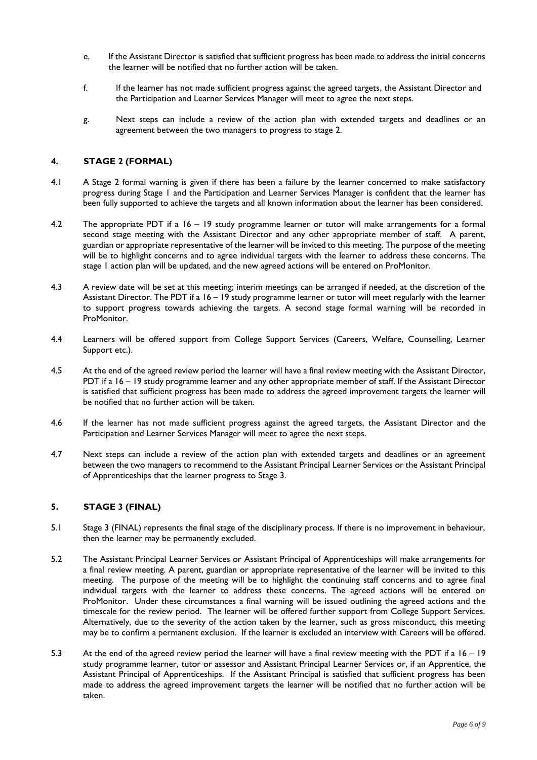e. If the Assistant Director is satisfied that sufficient progress has been made to address the initial concerns the learner will be notified that no further action will be taken.

f. If the learner has not made sufficient progress against the agreed targets, the Assistant Director and the Participation and Learner Services Manager will meet to agree the next steps.

g. Next steps can include a review of the action plan with extended targets and deadlines or an agreement between the two managers to progress to stage 2.

## 4. STAGE 2 (FORMAL)

4.1 A Stage 2 formal warning is given if there has been a failure by the learner concerned to make satisfactory progress during Stage 1 and the Participation and Learner Services Manager is confident that the learner has been fully supported to achieve the targets and all known information about the learner has been considered.

4.2 The appropriate PDT if a 16 – 19 study programme learner or tutor will make arrangements for a formal second stage meeting with the Assistant Director and any other appropriate member of staff. A parent, guardian or appropriate representative of the learner will be invited to this meeting. The purpose of the meeting will be to highlight concerns and to agree individual targets with the learner to address these concerns. The stage 1 action plan will be updated, and the new agreed actions will be entered on ProMonitor.

4.3 A review date will be set at this meeting; interim meetings can be arranged if needed, at the discretion of the Assistant Director. The PDT if a 16 – 19 study programme learner or tutor will meet regularly with the learner to support progress towards achieving the targets. A second stage formal warning will be recorded in ProMonitor.

4.4 Learners will be offered support from College Support Services (Careers, Welfare, Counselling, Learner Support etc.).

4.5 At the end of the agreed review period the learner will have a final review meeting with the Assistant Director, PDT if a 16 – 19 study programme learner and any other appropriate member of staff. If the Assistant Director is satisfied that sufficient progress has been made to address the agreed improvement targets the learner will be notified that no further action will be taken.

4.6 If the learner has not made sufficient progress against the agreed targets, the Assistant Director and the Participation and Learner Services Manager will meet to agree the next steps.

4.7 Next steps can include a review of the action plan with extended targets and deadlines or an agreement between the two managers to recommend to the Assistant Principal Learner Services or the Assistant Principal of Apprenticeships that the learner progress to Stage 3.

## 5. STAGE 3 (FINAL)

5.1 Stage 3 (FINAL) represents the final stage of the disciplinary process. If there is no improvement in behaviour, then the learner may be permanently excluded.

5.2 The Assistant Principal Learner Services or Assistant Principal of Apprenticeships will make arrangements for a final review meeting. A parent, guardian or appropriate representative of the learner will be invited to this meeting. The purpose of the meeting will be to highlight the continuing staff concerns and to agree final individual targets with the learner to address these concerns. The agreed actions will be entered on ProMonitor. Under these circumstances a final warning will be issued outlining the agreed actions and the timescale for the review period. The learner will be offered further support from College Support Services. Alternatively, due to the severity of the action taken by the learner, such as gross misconduct, this meeting may be to confirm a permanent exclusion. If the learner is excluded an interview with Careers will be offered.

5.3 At the end of the agreed review period the learner will have a final review meeting with the PDT if a 16 – 19 study programme learner, tutor or assessor and Assistant Principal Learner Services or, if an Apprentice, the Assistant Principal of Apprenticeships. If the Assistant Principal is satisfied that sufficient progress has been made to address the agreed improvement targets the learner will be notified that no further action will be taken.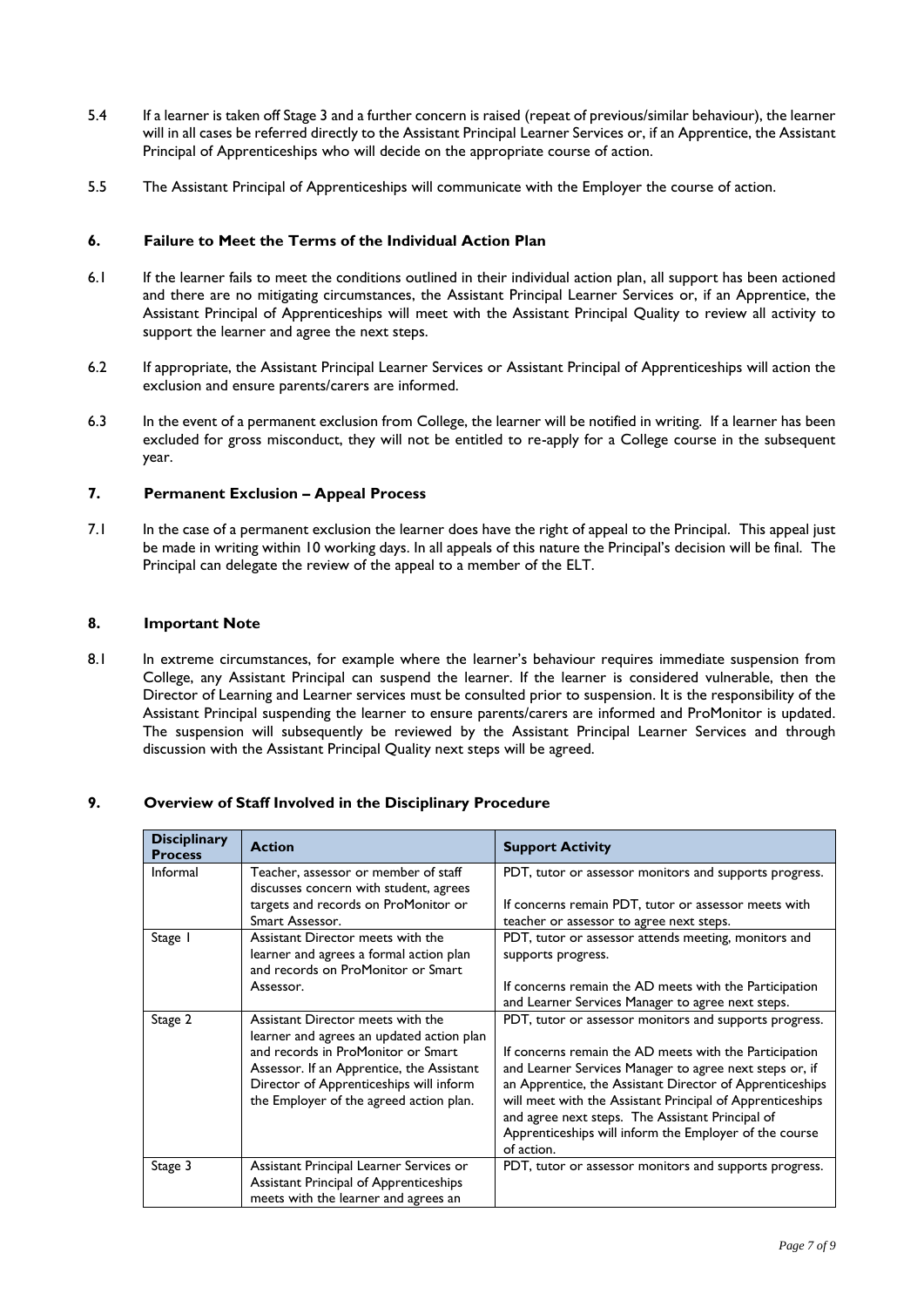5.4 If a learner is taken off Stage 3 and a further concern is raised (repeat of previous/similar behaviour), the learner will in all cases be referred directly to the Assistant Principal Learner Services or, if an Apprentice, the Assistant Principal of Apprenticeships who will decide on the appropriate course of action.

5.5 The Assistant Principal of Apprenticeships will communicate with the Employer the course of action.

## 6. Failure to Meet the Terms of the Individual Action Plan

6.1 If the learner fails to meet the conditions outlined in their individual action plan, all support has been actioned and there are no mitigating circumstances, the Assistant Principal Learner Services or, if an Apprentice, the Assistant Principal of Apprenticeships will meet with the Assistant Principal Quality to review all activity to support the learner and agree the next steps.

6.2 If appropriate, the Assistant Principal Learner Services or Assistant Principal of Apprenticeships will action the exclusion and ensure parents/carers are informed.

6.3 In the event of a permanent exclusion from College, the learner will be notified in writing. If a learner has been excluded for gross misconduct, they will not be entitled to re-apply for a College course in the subsequent year.

## 7. Permanent Exclusion – Appeal Process

7.1 In the case of a permanent exclusion the learner does have the right of appeal to the Principal. This appeal just be made in writing within 10 working days. In all appeals of this nature the Principal's decision will be final. The Principal can delegate the review of the appeal to a member of the ELT.

## 8. Important Note

8.1 In extreme circumstances, for example where the learner's behaviour requires immediate suspension from College, any Assistant Principal can suspend the learner. If the learner is considered vulnerable, then the Director of Learning and Learner services must be consulted prior to suspension. It is the responsibility of the Assistant Principal suspending the learner to ensure parents/carers are informed and ProMonitor is updated. The suspension will subsequently be reviewed by the Assistant Principal Learner Services and through discussion with the Assistant Principal Quality next steps will be agreed.

## 9. Overview of Staff Involved in the Disciplinary Procedure

| Disciplinary Process | Action | Support Activity |
|---|---|---|
| Informal | Teacher, assessor or member of staff discusses concern with student, agrees targets and records on ProMonitor or Smart Assessor. | PDT, tutor or assessor monitors and supports progress.<br><br>If concerns remain PDT, tutor or assessor meets with teacher or assessor to agree next steps. |
| Stage 1 | Assistant Director meets with the learner and agrees a formal action plan and records on ProMonitor or Smart Assessor. | PDT, tutor or assessor attends meeting, monitors and supports progress.<br><br>If concerns remain the AD meets with the Participation and Learner Services Manager to agree next steps. |
| Stage 2 | Assistant Director meets with the learner and agrees an updated action plan and records in ProMonitor or Smart Assessor. If an Apprentice, the Assistant Director of Apprenticeships will inform the Employer of the agreed action plan. | PDT, tutor or assessor monitors and supports progress.<br><br>If concerns remain the AD meets with the Participation and Learner Services Manager to agree next steps or, if an Apprentice, the Assistant Director of Apprenticeships will meet with the Assistant Principal of Apprenticeships and agree next steps. The Assistant Principal of Apprenticeships will inform the Employer of the course of action. |
| Stage 3 | Assistant Principal Learner Services or Assistant Principal of Apprenticeships meets with the learner and agrees an | PDT, tutor or assessor monitors and supports progress. |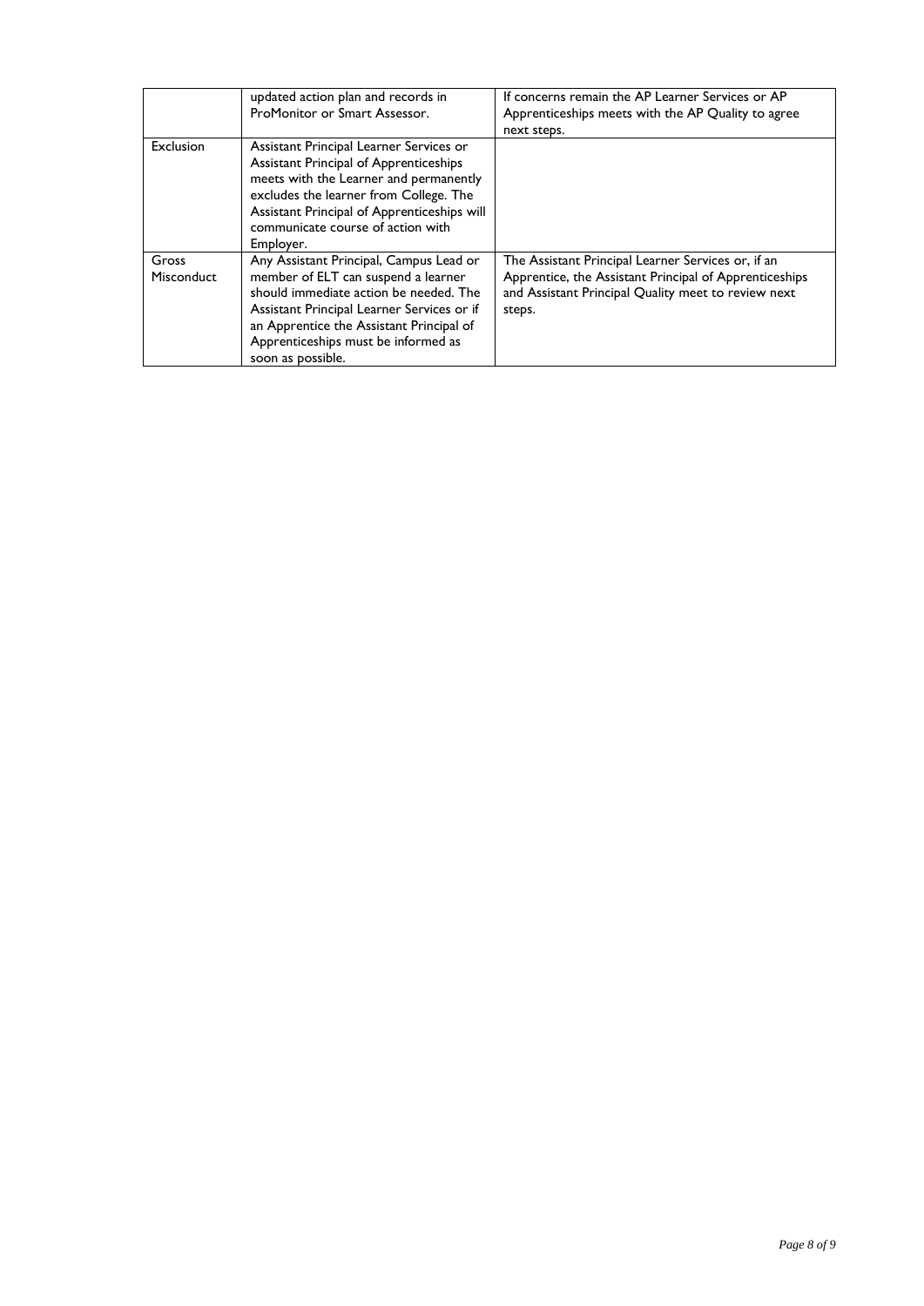| | | |
|---|---|---|
| | updated action plan and records in ProMonitor or Smart Assessor. | If concerns remain the AP Learner Services or AP Apprenticeships meets with the AP Quality to agree next steps. |
| Exclusion | Assistant Principal Learner Services or Assistant Principal of Apprenticeships meets with the Learner and permanently excludes the learner from College. The Assistant Principal of Apprenticeships will communicate course of action with Employer. | |
| Gross Misconduct | Any Assistant Principal, Campus Lead or member of ELT can suspend a learner should immediate action be needed. The Assistant Principal Learner Services or if an Apprentice the Assistant Principal of Apprenticeships must be informed as soon as possible. | The Assistant Principal Learner Services or, if an Apprentice, the Assistant Principal of Apprenticeships and Assistant Principal Quality meet to review next steps. |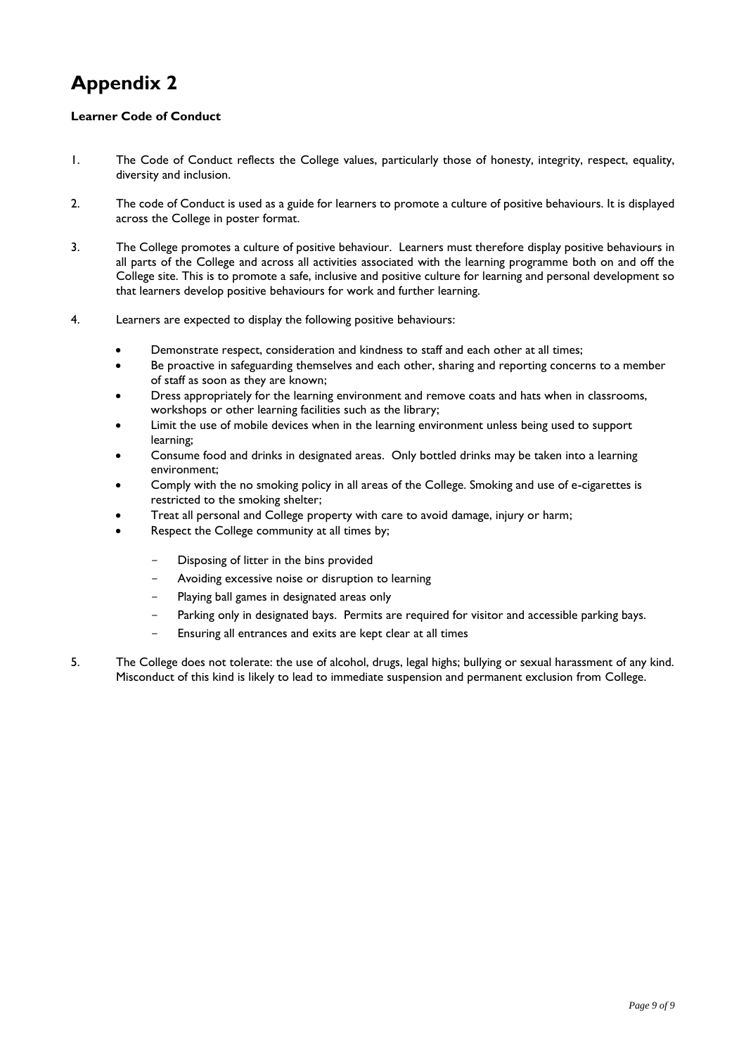# Appendix 2

**Learner Code of Conduct**

1. The Code of Conduct reflects the College values, particularly those of honesty, integrity, respect, equality, diversity and inclusion.

2. The code of Conduct is used as a guide for learners to promote a culture of positive behaviours. It is displayed across the College in poster format.

3. The College promotes a culture of positive behaviour. Learners must therefore display positive behaviours in all parts of the College and across all activities associated with the learning programme both on and off the College site. This is to promote a safe, inclusive and positive culture for learning and personal development so that learners develop positive behaviours for work and further learning.

4. Learners are expected to display the following positive behaviours:

   - Demonstrate respect, consideration and kindness to staff and each other at all times;
   - Be proactive in safeguarding themselves and each other, sharing and reporting concerns to a member of staff as soon as they are known;
   - Dress appropriately for the learning environment and remove coats and hats when in classrooms, workshops or other learning facilities such as the library;
   - Limit the use of mobile devices when in the learning environment unless being used to support learning;
   - Consume food and drinks in designated areas. Only bottled drinks may be taken into a learning environment;
   - Comply with the no smoking policy in all areas of the College. Smoking and use of e-cigarettes is restricted to the smoking shelter;
   - Treat all personal and College property with care to avoid damage, injury or harm;
   - Respect the College community at all times by;
     - Disposing of litter in the bins provided
     - Avoiding excessive noise or disruption to learning
     - Playing ball games in designated areas only
     - Parking only in designated bays. Permits are required for visitor and accessible parking bays.
     - Ensuring all entrances and exits are kept clear at all times

5. The College does not tolerate: the use of alcohol, drugs, legal highs; bullying or sexual harassment of any kind. Misconduct of this kind is likely to lead to immediate suspension and permanent exclusion from College.